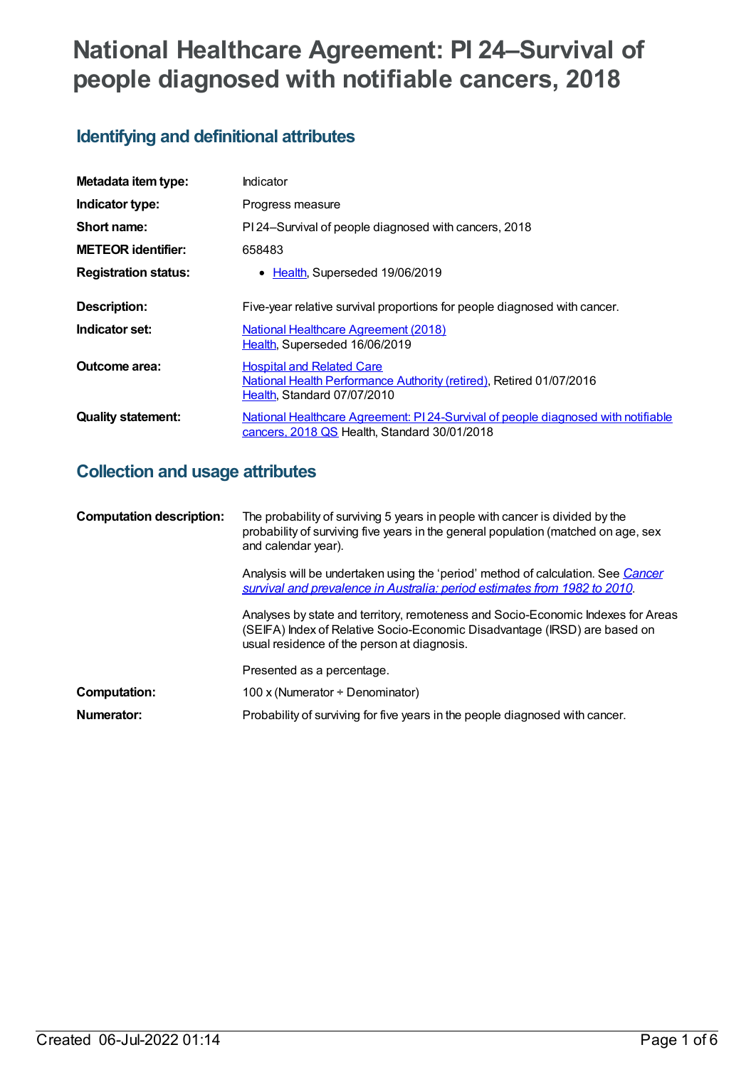# National Healthcare Agreement: PI 24–Survival of people diagnosed with notifiable cancers, 2018

## Identifying and definitional attributes

| | |
|---|---|
| **Metadata item type:** | Indicator |
| **Indicator type:** | Progress measure |
| **Short name:** | PI 24–Survival of people diagnosed with cancers, 2018 |
| **METEOR identifier:** | 658483 |
| **Registration status:** | • Health, Superseded 19/06/2019 |
| **Description:** | Five-year relative survival proportions for people diagnosed with cancer. |
| **Indicator set:** | National Healthcare Agreement (2018)<br>Health, Superseded 16/06/2019 |
| **Outcome area:** | Hospital and Related Care<br>National Health Performance Authority (retired), Retired 01/07/2016<br>Health, Standard 07/07/2010 |
| **Quality statement:** | National Healthcare Agreement: PI 24-Survival of people diagnosed with notifiable cancers, 2018 QS Health, Standard 30/01/2018 |

## Collection and usage attributes

| | |
|---|---|
| **Computation description:** | The probability of surviving 5 years in people with cancer is divided by the probability of surviving five years in the general population (matched on age, sex and calendar year).<br><br>Analysis will be undertaken using the 'period' method of calculation. See *Cancer survival and prevalence in Australia: period estimates from 1982 to 2010*.<br><br>Analyses by state and territory, remoteness and Socio-Economic Indexes for Areas (SEIFA) Index of Relative Socio-Economic Disadvantage (IRSD) are based on usual residence of the person at diagnosis.<br><br>Presented as a percentage. |
| **Computation:** | 100 x (Numerator ÷ Denominator) |
| **Numerator:** | Probability of surviving for five years in the people diagnosed with cancer. |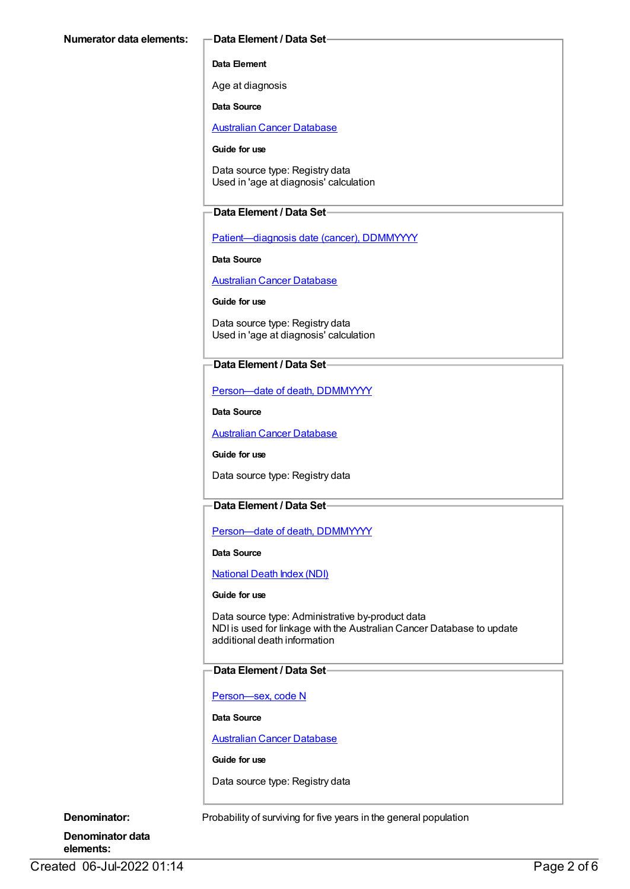**Numerator data elements:**

**Data Element / Data Set**

**Data Element**

Age at diagnosis

**Data Source**

Australian Cancer Database

**Guide for use**

Data source type: Registry data
Used in 'age at diagnosis' calculation

**Data Element / Data Set**

Patient—diagnosis date (cancer), DDMMYYYY

**Data Source**

Australian Cancer Database

**Guide for use**

Data source type: Registry data
Used in 'age at diagnosis' calculation

**Data Element / Data Set**

Person—date of death, DDMMYYYY

**Data Source**

Australian Cancer Database

**Guide for use**

Data source type: Registry data

**Data Element / Data Set**

Person—date of death, DDMMYYYY

**Data Source**

National Death Index (NDI)

**Guide for use**

Data source type: Administrative by-product data
NDI is used for linkage with the Australian Cancer Database to update additional death information

**Data Element / Data Set**

Person—sex, code N

**Data Source**

Australian Cancer Database

**Guide for use**

Data source type: Registry data

**Denominator:** Probability of surviving for five years in the general population

**Denominator data elements:**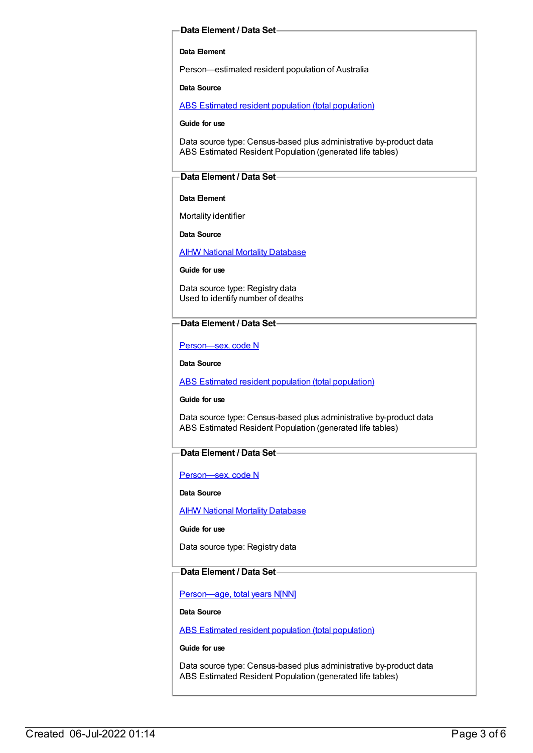**Data Element / Data Set**

**Data Element**

Person—estimated resident population of Australia

**Data Source**

ABS Estimated resident population (total population)

**Guide for use**

Data source type: Census-based plus administrative by-product data
ABS Estimated Resident Population (generated life tables)

**Data Element / Data Set**

**Data Element**

Mortality identifier

**Data Source**

AIHW National Mortality Database

**Guide for use**

Data source type: Registry data
Used to identify number of deaths

**Data Element / Data Set**

Person—sex, code N

**Data Source**

ABS Estimated resident population (total population)

**Guide for use**

Data source type: Census-based plus administrative by-product data
ABS Estimated Resident Population (generated life tables)

**Data Element / Data Set**

Person—sex, code N

**Data Source**

AIHW National Mortality Database

**Guide for use**

Data source type: Registry data

**Data Element / Data Set**

Person—age, total years N[NN]

**Data Source**

ABS Estimated resident population (total population)

**Guide for use**

Data source type: Census-based plus administrative by-product data
ABS Estimated Resident Population (generated life tables)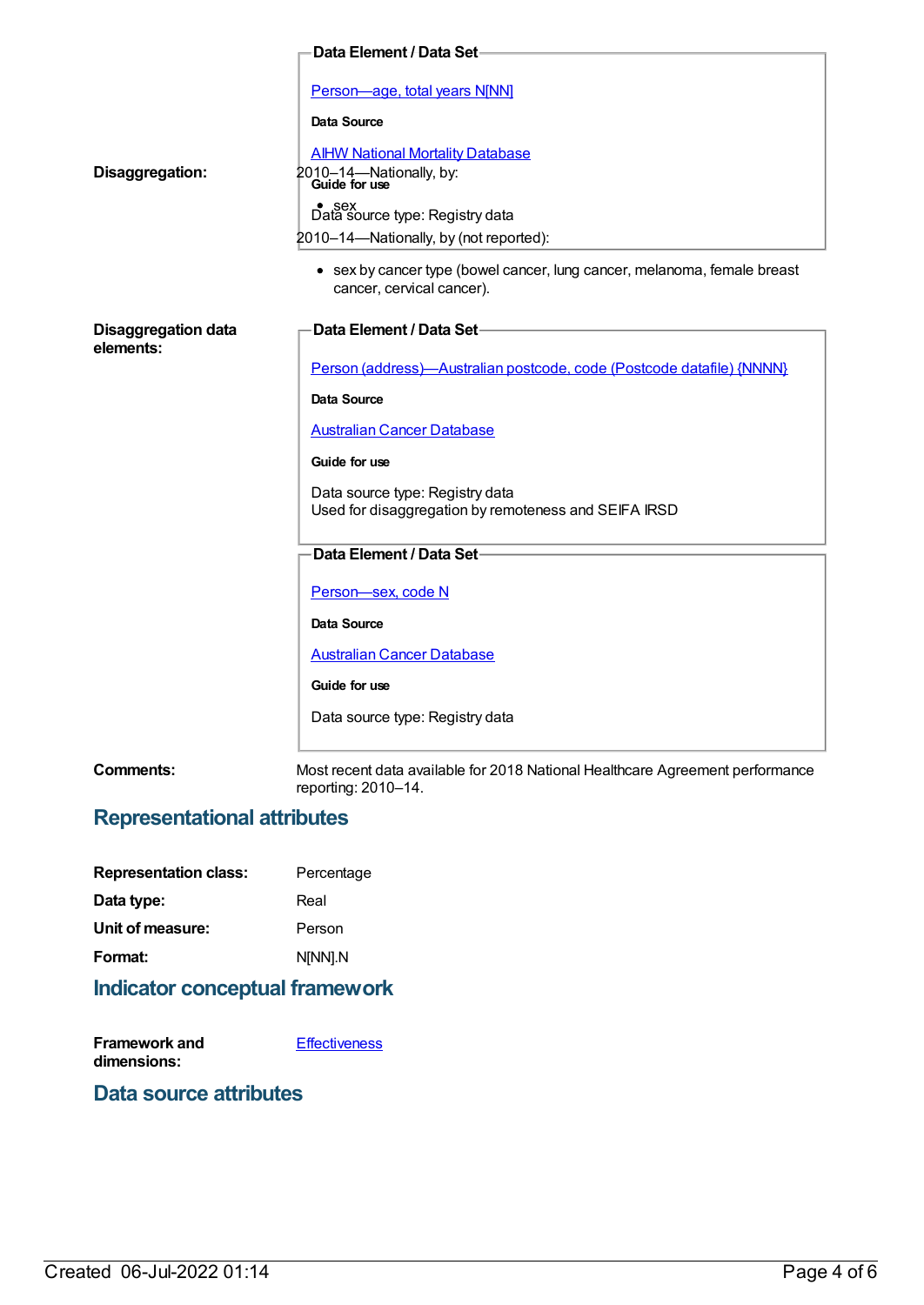**Disaggregation:**

2010–14—Nationally, by:

- sex

2010–14—Nationally, by (not reported):

- sex by cancer type (bowel cancer, lung cancer, melanoma, female breast cancer, cervical cancer).

**Data Element / Data Set**

Person—age, total years N[NN]

**Data Source**

AIHW National Mortality Database

**Guide for use**

Data source type: Registry data

**Disaggregation data elements:**

**Data Element / Data Set**

Person (address)—Australian postcode, code (Postcode datafile) {NNNN}

**Data Source**

Australian Cancer Database

**Guide for use**

Data source type: Registry data
Used for disaggregation by remoteness and SEIFA IRSD

**Data Element / Data Set**

Person—sex, code N

**Data Source**

Australian Cancer Database

**Guide for use**

Data source type: Registry data

**Comments:** Most recent data available for 2018 National Healthcare Agreement performance reporting: 2010–14.

## Representational attributes

**Representation class:** Percentage

**Data type:** Real

**Unit of measure:** Person

**Format:** N[NN].N

## Indicator conceptual framework

**Framework and dimensions:** Effectiveness

## Data source attributes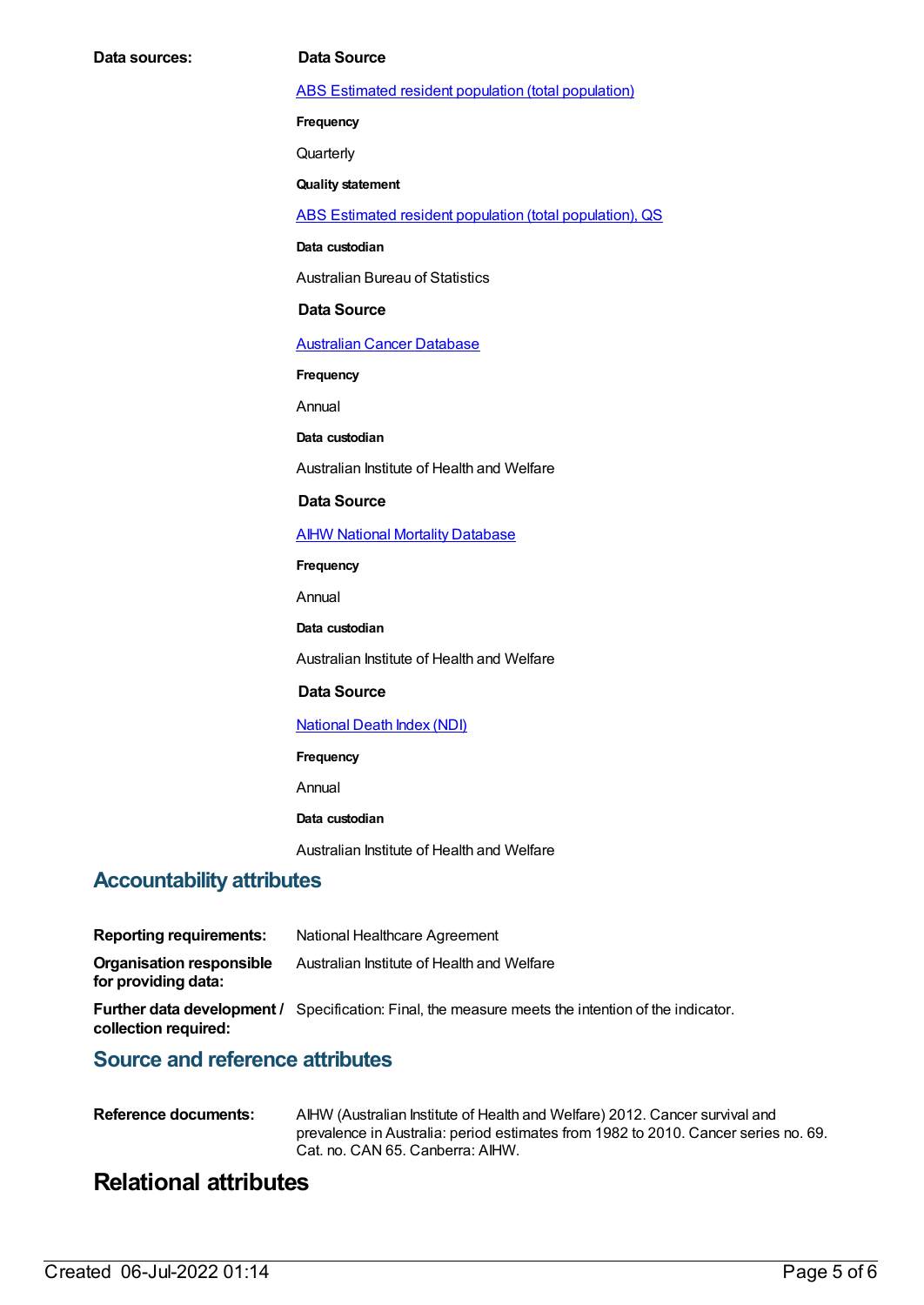**Data sources:**

**Data Source**

[ABS Estimated resident population (total population)]

**Frequency**

Quarterly

**Quality statement**

[ABS Estimated resident population (total population), QS]

**Data custodian**

Australian Bureau of Statistics

**Data Source**

[Australian Cancer Database]

**Frequency**

Annual

**Data custodian**

Australian Institute of Health and Welfare

**Data Source**

[AIHW National Mortality Database]

**Frequency**

Annual

**Data custodian**

Australian Institute of Health and Welfare

**Data Source**

[National Death Index (NDI)]

**Frequency**

Annual

**Data custodian**

Australian Institute of Health and Welfare

## Accountability attributes

**Reporting requirements:** National Healthcare Agreement

**Organisation responsible for providing data:** Australian Institute of Health and Welfare

**Further data development / collection required:** Specification: Final, the measure meets the intention of the indicator.

## Source and reference attributes

**Reference documents:** AIHW (Australian Institute of Health and Welfare) 2012. Cancer survival and prevalence in Australia: period estimates from 1982 to 2010. Cancer series no. 69. Cat. no. CAN 65. Canberra: AIHW.

# Relational attributes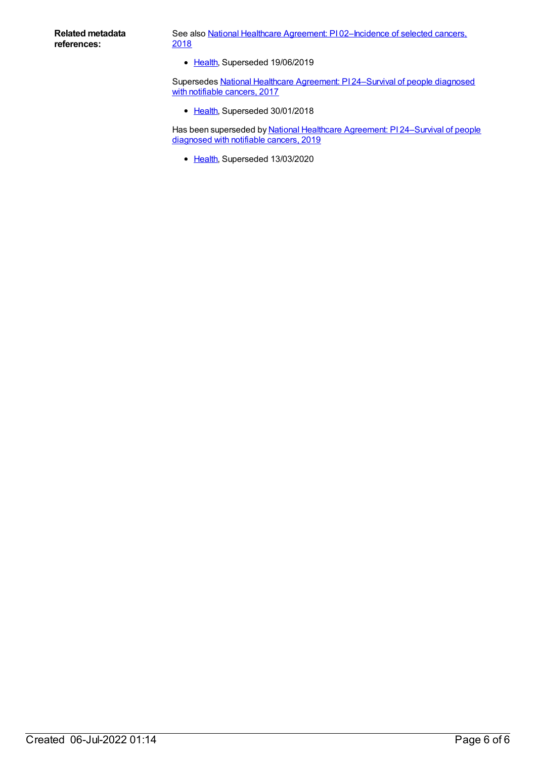**Related metadata references:**

See also National Healthcare Agreement: PI 02–Incidence of selected cancers, 2018

- Health, Superseded 19/06/2019

Supersedes National Healthcare Agreement: PI 24–Survival of people diagnosed with notifiable cancers, 2017

- Health, Superseded 30/01/2018

Has been superseded by National Healthcare Agreement: PI 24–Survival of people diagnosed with notifiable cancers, 2019

- Health, Superseded 13/03/2020